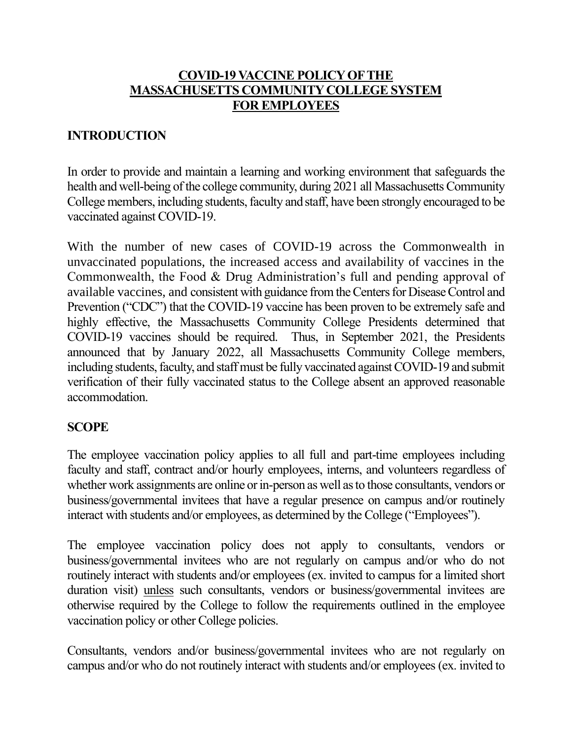# COVID-19 VACCINE POLICY OF THE MASSACHUSETTS COMMUNITY COLLEGE SYSTEM FOR EMPLOYEES

## INTRODUCTION

In order to provide and maintain a learning and working environment that safeguards the health and well-being of the college community, during 2021 all Massachusetts Community College members, including students, faculty and staff, have been strongly encouraged to be vaccinated against COVID-19.

With the number of new cases of COVID-19 across the Commonwealth in unvaccinated populations, the increased access and availability of vaccines in the Commonwealth, the Food & Drug Administration's full and pending approval of available vaccines, and consistent with guidance from the Centers for Disease Control and Prevention ("CDC") that the COVID-19 vaccine has been proven to be extremely safe and highly effective, the Massachusetts Community College Presidents determined that COVID-19 vaccines should be required. Thus, in September 2021, the Presidents announced that by January 2022, all Massachusetts Community College members, including students, faculty, and staff must be fully vaccinated against COVID-19 and submit verification of their fully vaccinated status to the College absent an approved reasonable accommodation.

## SCOPE

The employee vaccination policy applies to all full and part-time employees including faculty and staff, contract and/or hourly employees, interns, and volunteers regardless of whether work assignments are online or in-person as well as to those consultants, vendors or business/governmental invitees that have a regular presence on campus and/or routinely interact with students and/or employees, as determined by the College ("Employees").

The employee vaccination policy does not apply to consultants, vendors or business/governmental invitees who are not regularly on campus and/or who do not routinely interact with students and/or employees (ex. invited to campus for a limited short duration visit) unless such consultants, vendors or business/governmental invitees are otherwise required by the College to follow the requirements outlined in the employee vaccination policy or other College policies.

Consultants, vendors and/or business/governmental invitees who are not regularly on campus and/or who do not routinely interact with students and/or employees (ex. invited to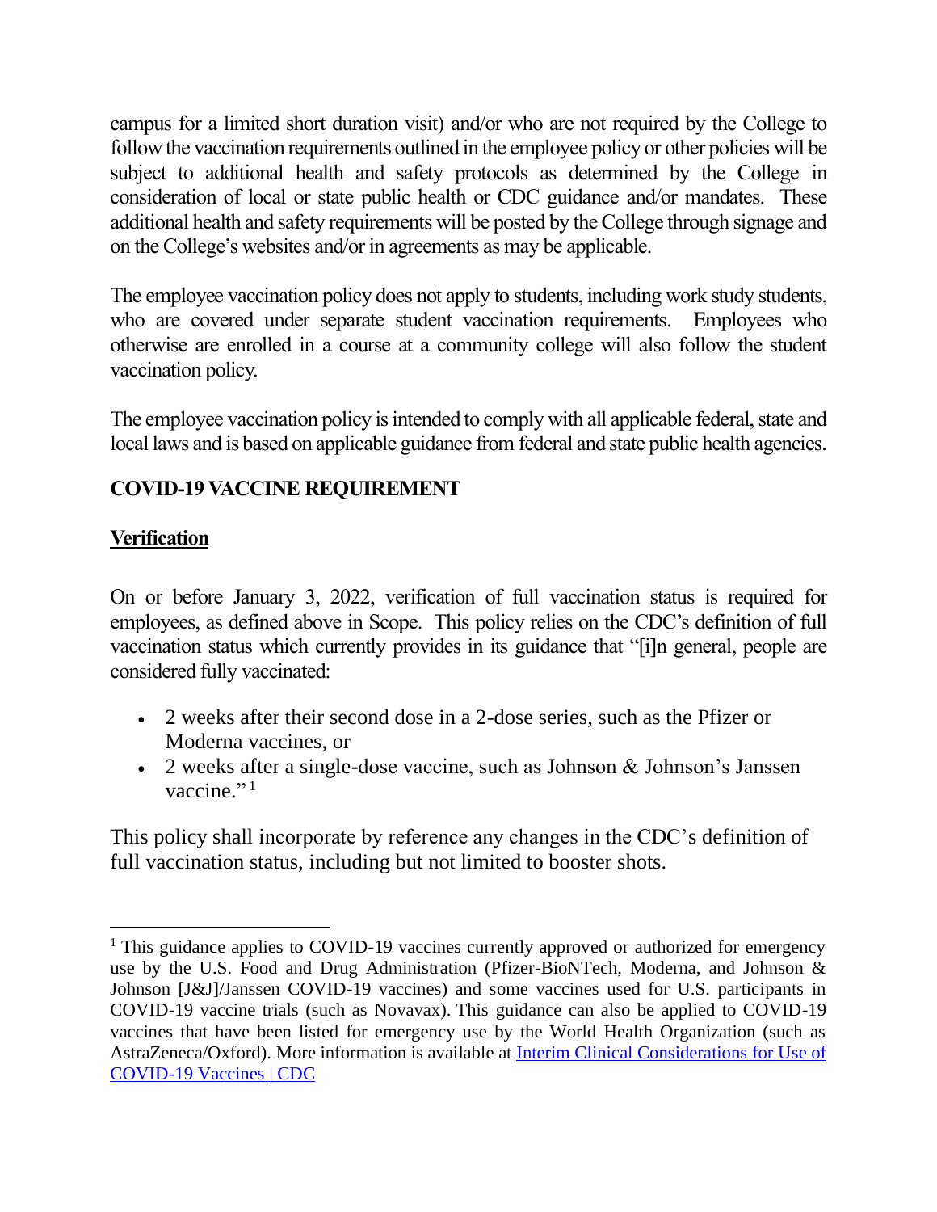campus for a limited short duration visit) and/or who are not required by the College to follow the vaccination requirements outlined in the employee policy or other policies will be subject to additional health and safety protocols as determined by the College in consideration of local or state public health or CDC guidance and/or mandates. These additional health and safety requirements will be posted by the College through signage and on the College's websites and/or in agreements as may be applicable.

The employee vaccination policy does not apply to students, including work study students, who are covered under separate student vaccination requirements. Employees who otherwise are enrolled in a course at a community college will also follow the student vaccination policy.

The employee vaccination policy is intended to comply with all applicable federal, state and local laws and is based on applicable guidance from federal and state public health agencies.

## COVID-19 VACCINE REQUIREMENT

### Verification

On or before January 3, 2022, verification of full vaccination status is required for employees, as defined above in Scope. This policy relies on the CDC's definition of full vaccination status which currently provides in its guidance that "[i]n general, people are considered fully vaccinated:

- 2 weeks after their second dose in a 2-dose series, such as the Pfizer or Moderna vaccines, or
- 2 weeks after a single-dose vaccine, such as Johnson & Johnson's Janssen vaccine." [1]

This policy shall incorporate by reference any changes in the CDC's definition of full vaccination status, including but not limited to booster shots.

---

[1] This guidance applies to COVID-19 vaccines currently approved or authorized for emergency use by the U.S. Food and Drug Administration (Pfizer-BioNTech, Moderna, and Johnson & Johnson [J&J]/Janssen COVID-19 vaccines) and some vaccines used for U.S. participants in COVID-19 vaccine trials (such as Novavax). This guidance can also be applied to COVID-19 vaccines that have been listed for emergency use by the World Health Organization (such as AstraZeneca/Oxford). More information is available at [Interim Clinical Considerations for Use of COVID-19 Vaccines | CDC]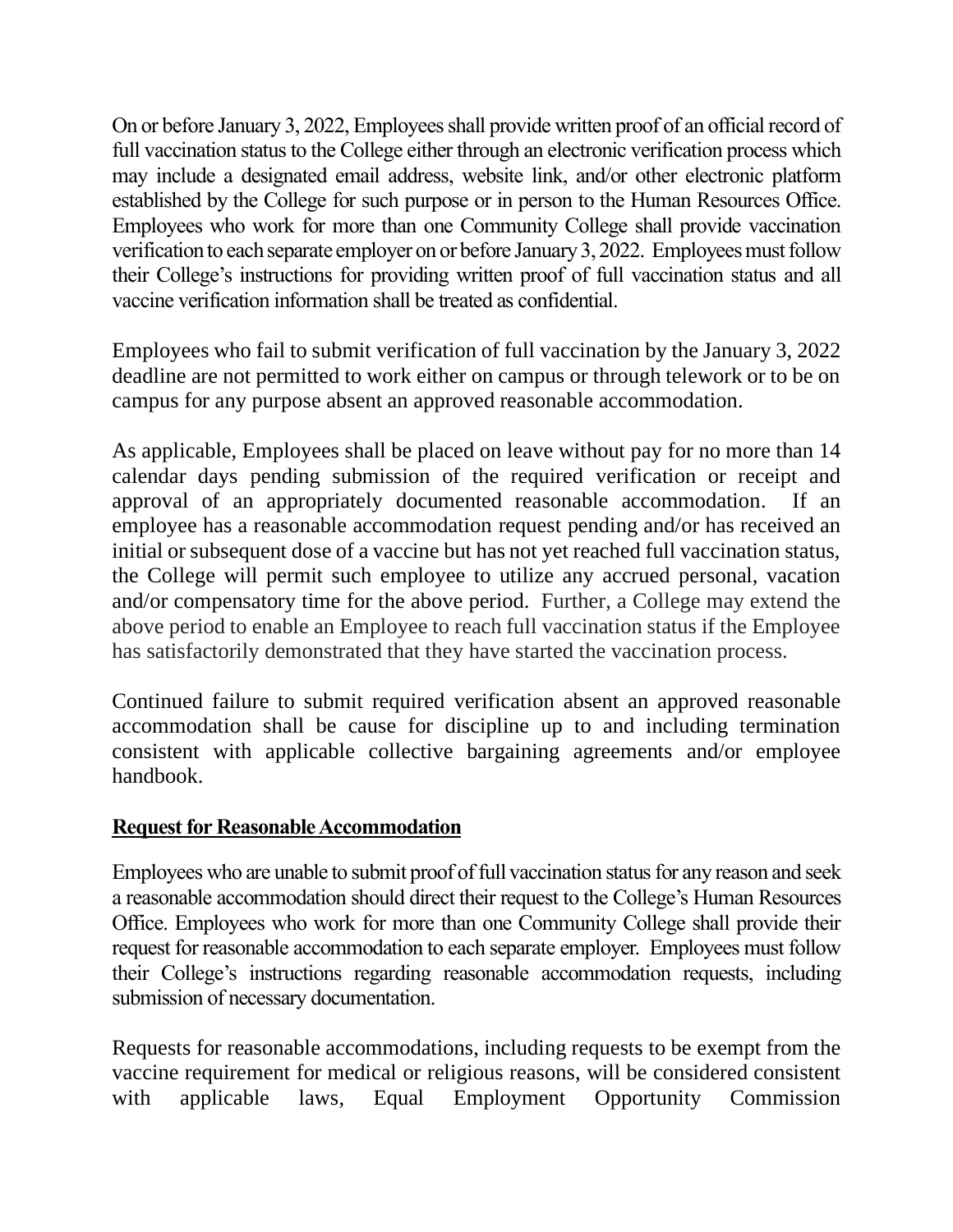On or before January 3, 2022, Employees shall provide written proof of an official record of full vaccination status to the College either through an electronic verification process which may include a designated email address, website link, and/or other electronic platform established by the College for such purpose or in person to the Human Resources Office. Employees who work for more than one Community College shall provide vaccination verification to each separate employer on or before January 3, 2022. Employees must follow their College's instructions for providing written proof of full vaccination status and all vaccine verification information shall be treated as confidential.

Employees who fail to submit verification of full vaccination by the January 3, 2022 deadline are not permitted to work either on campus or through telework or to be on campus for any purpose absent an approved reasonable accommodation.

As applicable, Employees shall be placed on leave without pay for no more than 14 calendar days pending submission of the required verification or receipt and approval of an appropriately documented reasonable accommodation. If an employee has a reasonable accommodation request pending and/or has received an initial or subsequent dose of a vaccine but has not yet reached full vaccination status, the College will permit such employee to utilize any accrued personal, vacation and/or compensatory time for the above period. Further, a College may extend the above period to enable an Employee to reach full vaccination status if the Employee has satisfactorily demonstrated that they have started the vaccination process.

Continued failure to submit required verification absent an approved reasonable accommodation shall be cause for discipline up to and including termination consistent with applicable collective bargaining agreements and/or employee handbook.

**Request for Reasonable Accommodation**

Employees who are unable to submit proof of full vaccination status for any reason and seek a reasonable accommodation should direct their request to the College's Human Resources Office. Employees who work for more than one Community College shall provide their request for reasonable accommodation to each separate employer. Employees must follow their College's instructions regarding reasonable accommodation requests, including submission of necessary documentation.

Requests for reasonable accommodations, including requests to be exempt from the vaccine requirement for medical or religious reasons, will be considered consistent with applicable laws, Equal Employment Opportunity Commission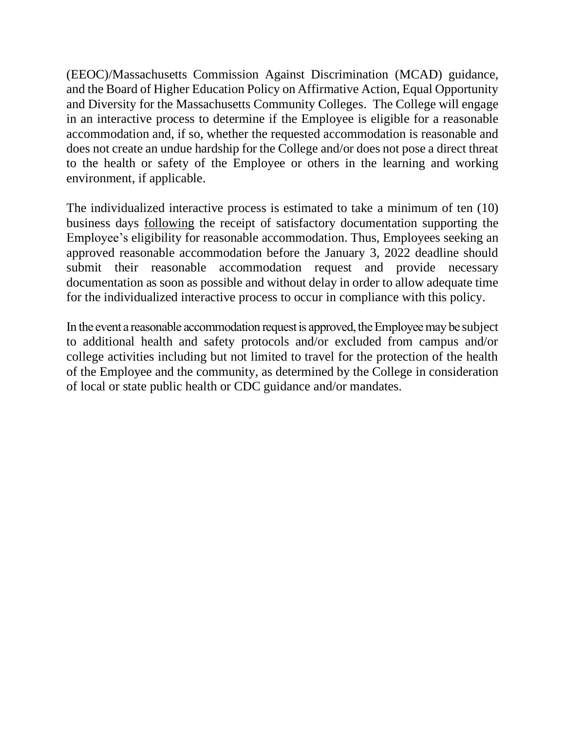(EEOC)/Massachusetts Commission Against Discrimination (MCAD) guidance, and the Board of Higher Education Policy on Affirmative Action, Equal Opportunity and Diversity for the Massachusetts Community Colleges. The College will engage in an interactive process to determine if the Employee is eligible for a reasonable accommodation and, if so, whether the requested accommodation is reasonable and does not create an undue hardship for the College and/or does not pose a direct threat to the health or safety of the Employee or others in the learning and working environment, if applicable.

The individualized interactive process is estimated to take a minimum of ten (10) business days <u>following</u> the receipt of satisfactory documentation supporting the Employee's eligibility for reasonable accommodation. Thus, Employees seeking an approved reasonable accommodation before the January 3, 2022 deadline should submit their reasonable accommodation request and provide necessary documentation as soon as possible and without delay in order to allow adequate time for the individualized interactive process to occur in compliance with this policy.

In the event a reasonable accommodation request is approved, the Employee may be subject to additional health and safety protocols and/or excluded from campus and/or college activities including but not limited to travel for the protection of the health of the Employee and the community, as determined by the College in consideration of local or state public health or CDC guidance and/or mandates.